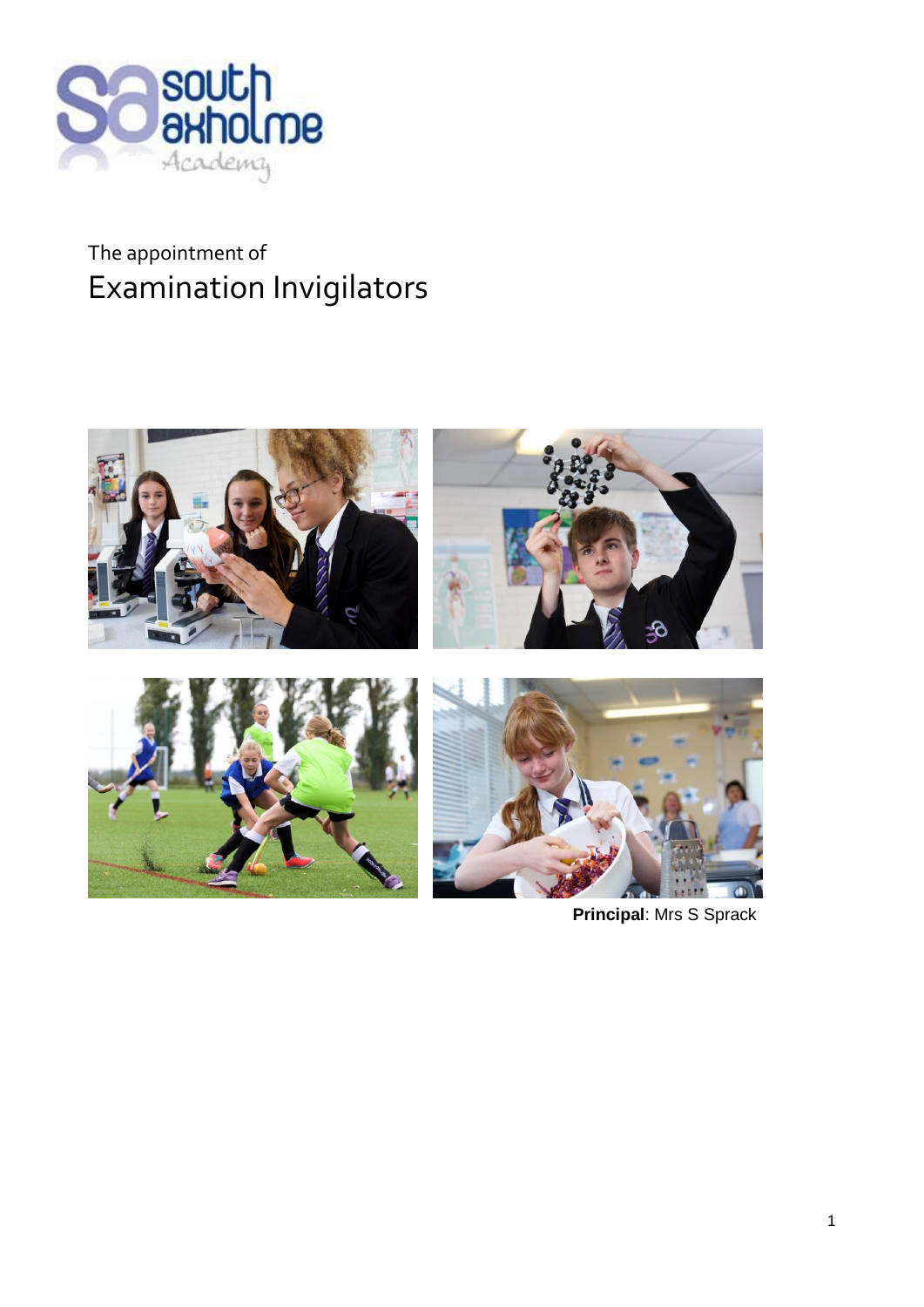The appointment of

# Examination Invigilators

**Principal**: Mrs S Sprack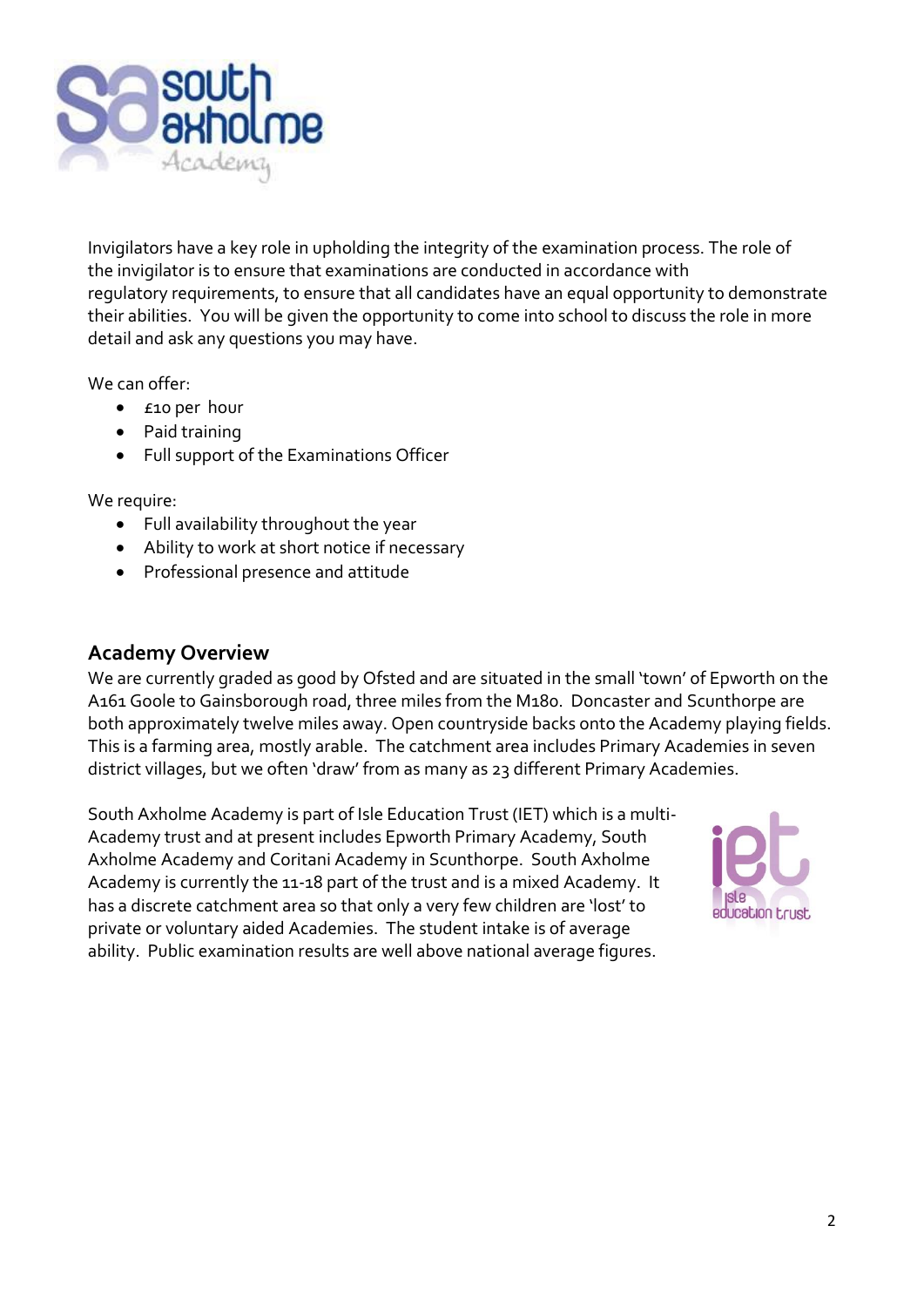Invigilators have a key role in upholding the integrity of the examination process. The role of the invigilator is to ensure that examinations are conducted in accordance with regulatory requirements, to ensure that all candidates have an equal opportunity to demonstrate their abilities. You will be given the opportunity to come into school to discuss the role in more detail and ask any questions you may have.

We can offer:

- £10 per hour
- Paid training
- Full support of the Examinations Officer

We require:

- Full availability throughout the year
- Ability to work at short notice if necessary
- Professional presence and attitude

## Academy Overview

We are currently graded as good by Ofsted and are situated in the small 'town' of Epworth on the A161 Goole to Gainsborough road, three miles from the M180. Doncaster and Scunthorpe are both approximately twelve miles away. Open countryside backs onto the Academy playing fields. This is a farming area, mostly arable. The catchment area includes Primary Academies in seven district villages, but we often 'draw' from as many as 23 different Primary Academies.

South Axholme Academy is part of Isle Education Trust (IET) which is a multi-Academy trust and at present includes Epworth Primary Academy, South Axholme Academy and Coritani Academy in Scunthorpe. South Axholme Academy is currently the 11-18 part of the trust and is a mixed Academy. It has a discrete catchment area so that only a very few children are 'lost' to private or voluntary aided Academies. The student intake is of average ability. Public examination results are well above national average figures.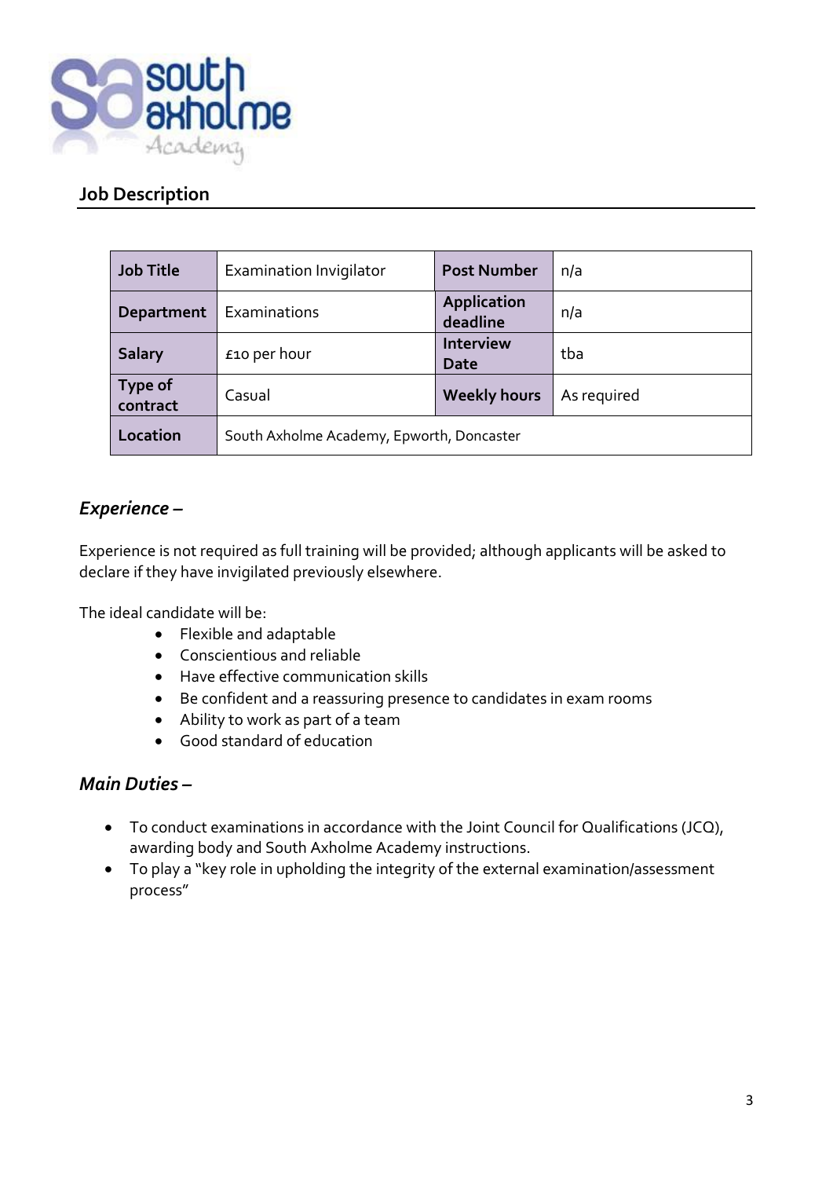## Job Description

| Job Title | Examination Invigilator | Post Number | n/a |
|---|---|---|---|
| Department | Examinations | Application deadline | n/a |
| Salary | £10 per hour | Interview Date | tba |
| Type of contract | Casual | Weekly hours | As required |
| Location | South Axholme Academy, Epworth, Doncaster | | |

### *Experience –*

Experience is not required as full training will be provided; although applicants will be asked to declare if they have invigilated previously elsewhere.

The ideal candidate will be:

- Flexible and adaptable
- Conscientious and reliable
- Have effective communication skills
- Be confident and a reassuring presence to candidates in exam rooms
- Ability to work as part of a team
- Good standard of education

### *Main Duties –*

- To conduct examinations in accordance with the Joint Council for Qualifications (JCQ), awarding body and South Axholme Academy instructions.
- To play a "key role in upholding the integrity of the external examination/assessment process"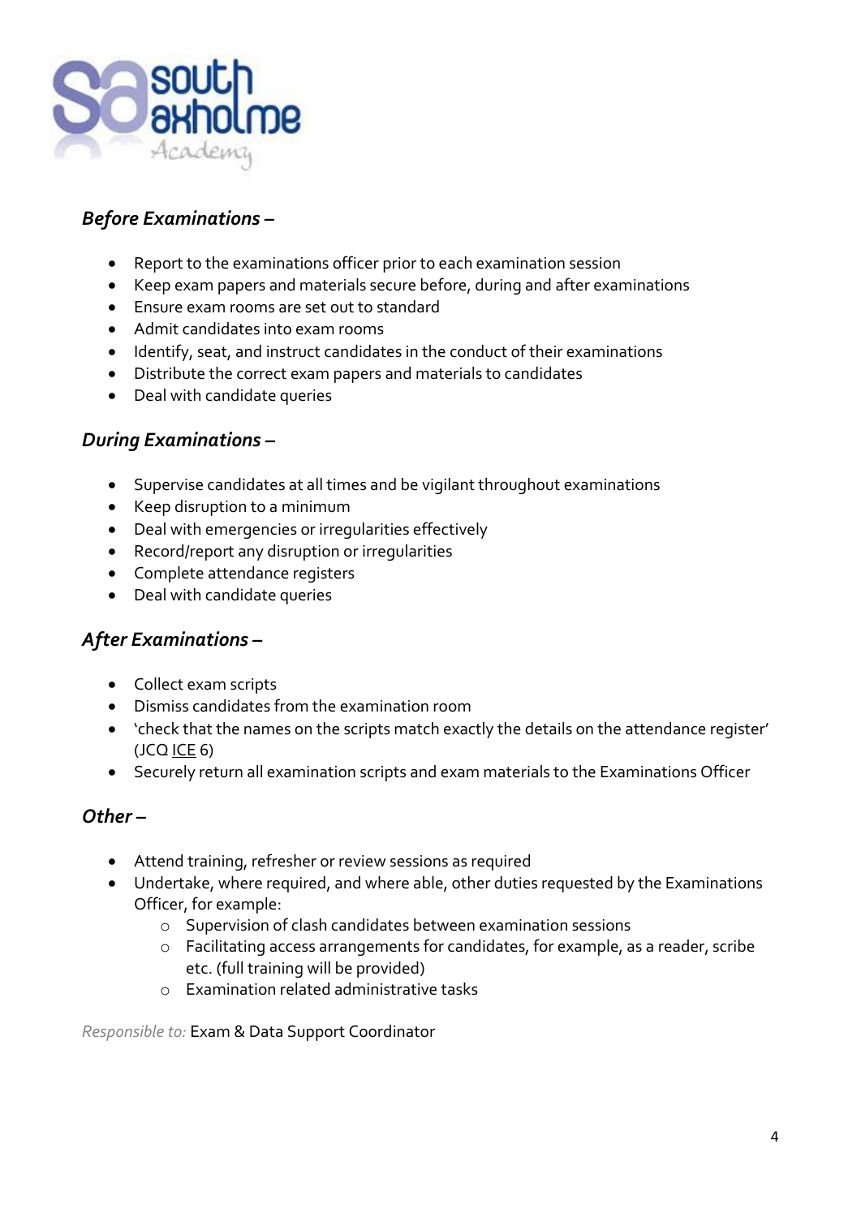## *Before Examinations –*

- Report to the examinations officer prior to each examination session
- Keep exam papers and materials secure before, during and after examinations
- Ensure exam rooms are set out to standard
- Admit candidates into exam rooms
- Identify, seat, and instruct candidates in the conduct of their examinations
- Distribute the correct exam papers and materials to candidates
- Deal with candidate queries

## *During Examinations –*

- Supervise candidates at all times and be vigilant throughout examinations
- Keep disruption to a minimum
- Deal with emergencies or irregularities effectively
- Record/report any disruption or irregularities
- Complete attendance registers
- Deal with candidate queries

## *After Examinations –*

- Collect exam scripts
- Dismiss candidates from the examination room
- 'check that the names on the scripts match exactly the details on the attendance register' (JCQ ICE 6)
- Securely return all examination scripts and exam materials to the Examinations Officer

## *Other –*

- Attend training, refresher or review sessions as required
- Undertake, where required, and where able, other duties requested by the Examinations Officer, for example:
    - Supervision of clash candidates between examination sessions
    - Facilitating access arrangements for candidates, for example, as a reader, scribe etc. (full training will be provided)
    - Examination related administrative tasks

*Responsible to:* Exam & Data Support Coordinator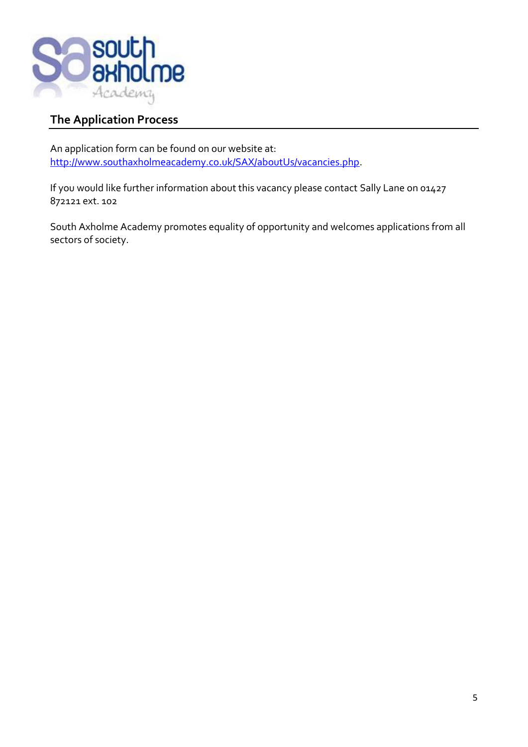## The Application Process

An application form can be found on our website at:
http://www.southaxholmeacademy.co.uk/SAX/aboutUs/vacancies.php.

If you would like further information about this vacancy please contact Sally Lane on 01427 872121 ext. 102

South Axholme Academy promotes equality of opportunity and welcomes applications from all sectors of society.